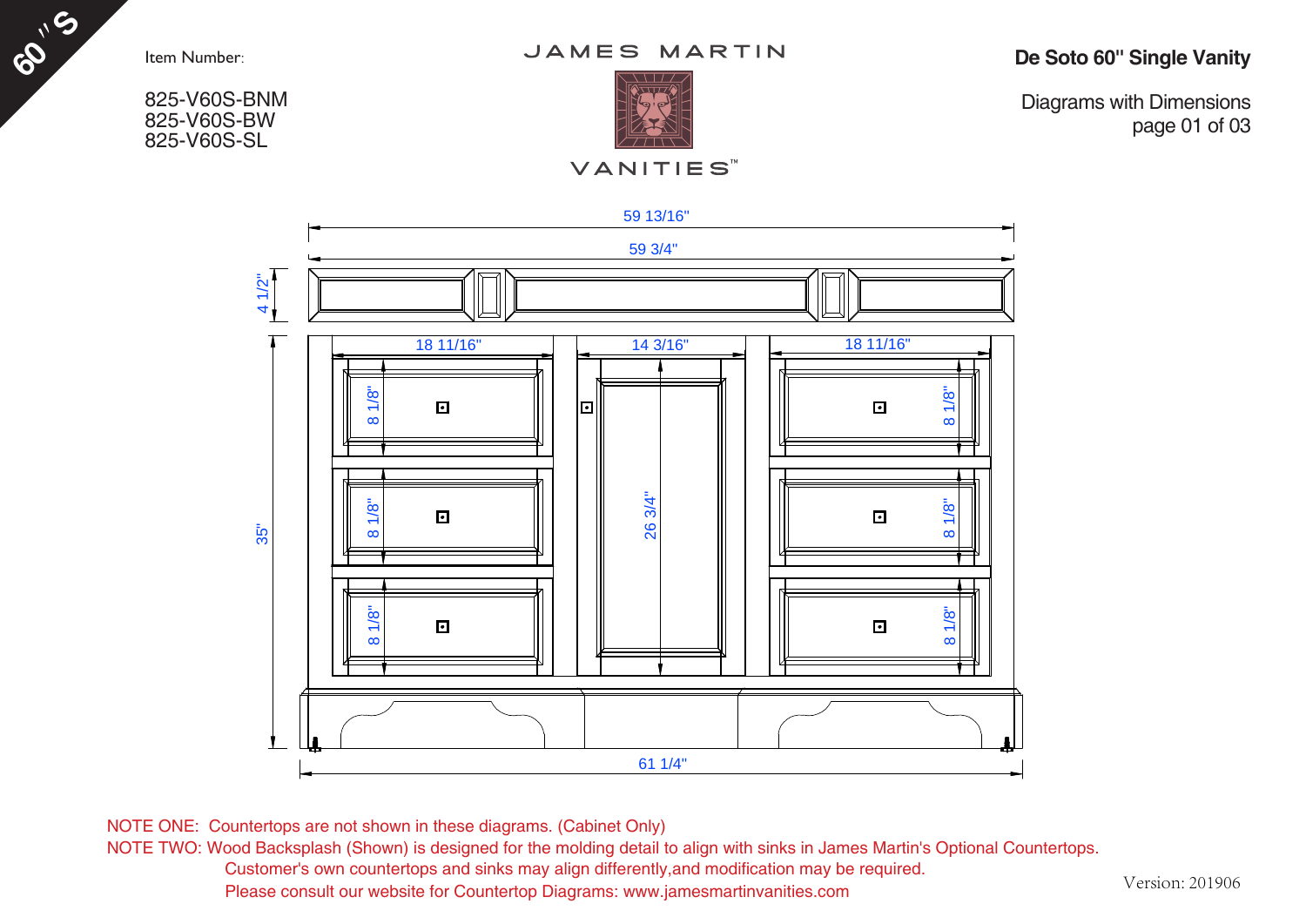60" S

Item Number:

825-V60S-BNM
825-V60S-BW
825-V60S-SL

JAMES MARTIN

VANITIES™

**De Soto 60" Single Vanity**

Diagrams with Dimensions
page 01 of 03

59 13/16"

59 3/4"

4 1/2"

18 11/16"

14 3/16"

18 11/16"

8 1/8"

8 1/8"

8 1/8"

8 1/8"

8 1/8"

8 1/8"

26 3/4"

35"

61 1/4"

NOTE ONE: Countertops are not shown in these diagrams. (Cabinet Only)

NOTE TWO: Wood Backsplash (Shown) is designed for the molding detail to align with sinks in James Martin's Optional Countertops.
Customer's own countertops and sinks may align differently,and modification may be required.
Please consult our website for Countertop Diagrams: www.jamesmartinvanities.com

Version: 201906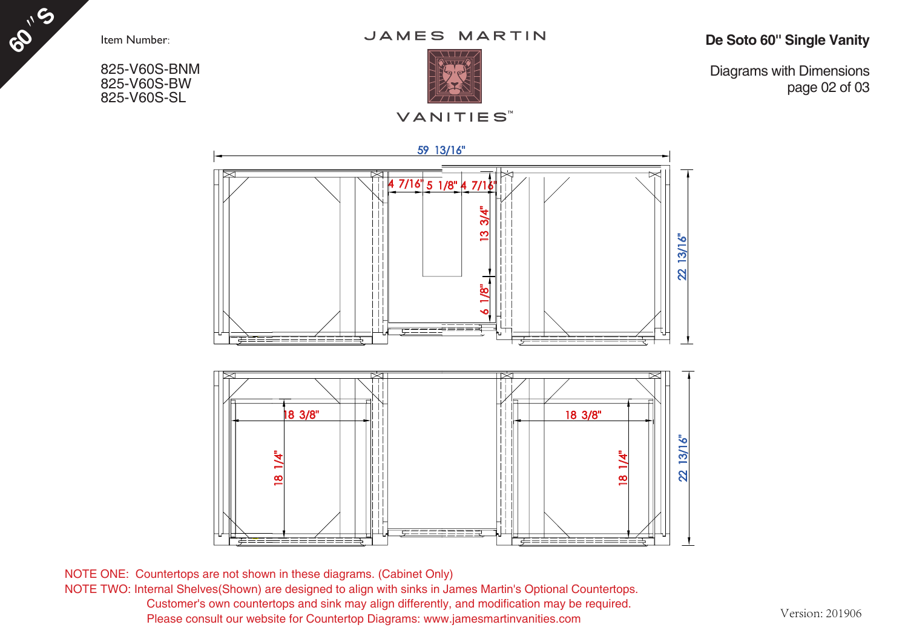60" S

Item Number:

825-V60S-BNM
825-V60S-BW
825-V60S-SL

JAMES MARTIN

VANITIES™

**De Soto 60" Single Vanity**

Diagrams with Dimensions
page 02 of 03

59 13/16"

4 7/16" 5 1/8" 4 7/16"

13 3/4"

6 1/8"

22 13/16"

18 3/8"

18 1/4"

18 3/8"

18 1/4"

22 13/16"

NOTE ONE: Countertops are not shown in these diagrams. (Cabinet Only)
NOTE TWO: Internal Shelves(Shown) are designed to align with sinks in James Martin's Optional Countertops.
Customer's own countertops and sink may align differently, and modification may be required.
Please consult our website for Countertop Diagrams: www.jamesmartinvanities.com

Version: 201906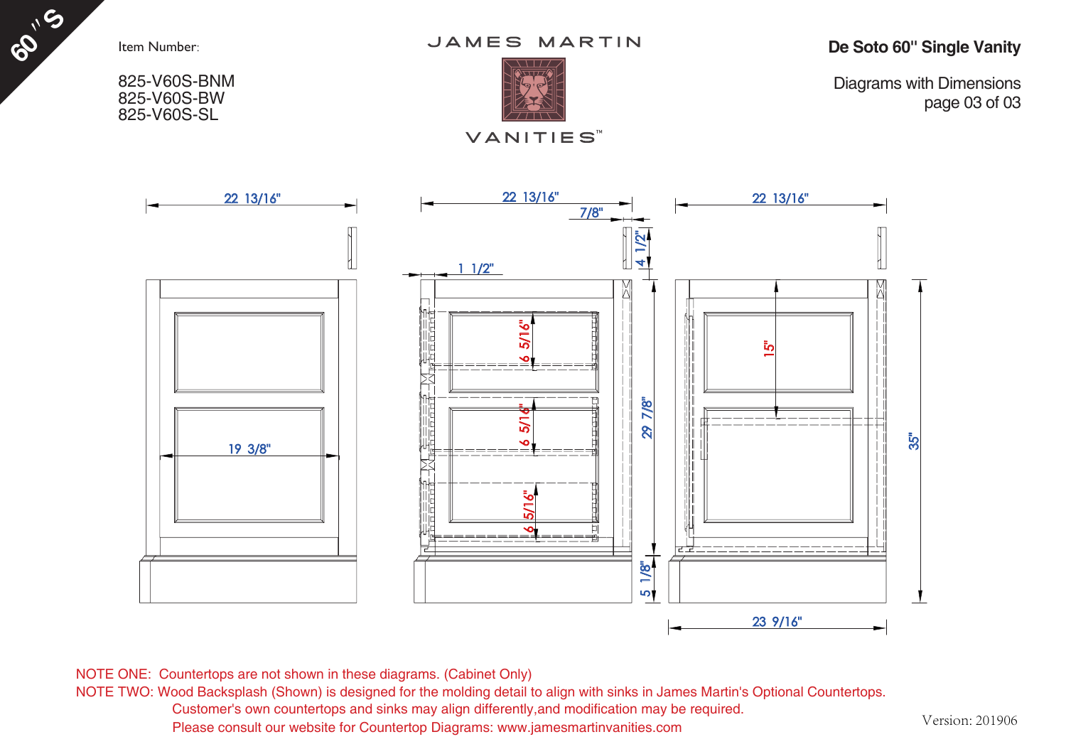60" S

Item Number:

825-V60S-BNM
825-V60S-BW
825-V60S-SL

JAMES MARTIN VANITIES™

# De Soto 60" Single Vanity

Diagrams with Dimensions
page 03 of 03

22 13/16"

19 3/8"

22 13/16"

7/8"

4 1/2"

1 1/2"

6 5/16"

6 5/16"

6 5/16"

29 7/8"

5 1/8"

22 13/16"

15"

35"

23 9/16"

NOTE ONE: Countertops are not shown in these diagrams. (Cabinet Only)

NOTE TWO: Wood Backsplash (Shown) is designed for the molding detail to align with sinks in James Martin's Optional Countertops.
Customer's own countertops and sinks may align differently,and modification may be required.
Please consult our website for Countertop Diagrams: www.jamesmartinvanities.com

Version: 201906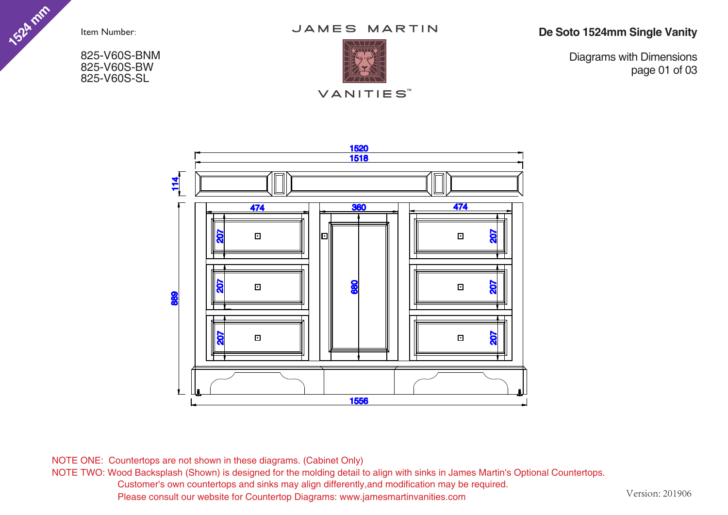1524 mm

Item Number:

825-V60S-BNM
825-V60S-BW
825-V60S-SL

JAMES MARTIN VANITIES™

**De Soto 1524mm Single Vanity**

Diagrams with Dimensions
page 01 of 03

1520
1518
114
474
360
474
207
207
207
207
207
207
680
889
1556

NOTE ONE: Countertops are not shown in these diagrams. (Cabinet Only)
NOTE TWO: Wood Backsplash (Shown) is designed for the molding detail to align with sinks in James Martin's Optional Countertops.
Customer's own countertops and sinks may align differently,and modification may be required.
Please consult our website for Countertop Diagrams: www.jamesmartinvanities.com

Version: 201906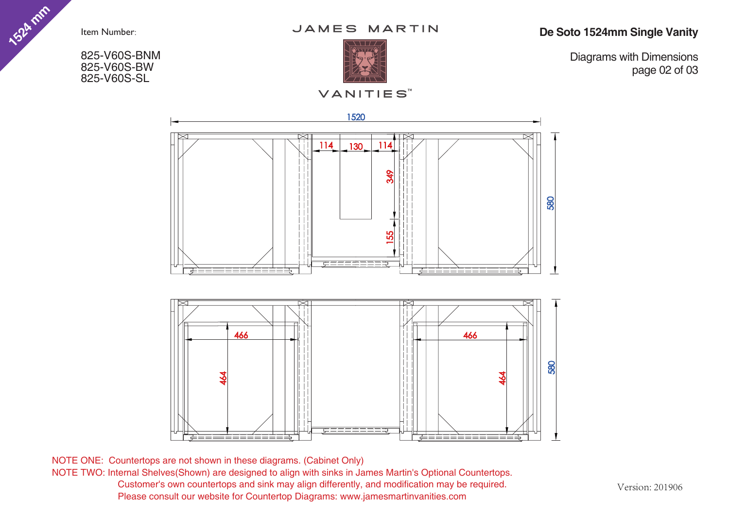1524 mm

Item Number:

825-V60S-BNM
825-V60S-BW
825-V60S-SL

JAMES MARTIN

VANITIES™

**De Soto 1524mm Single Vanity**

Diagrams with Dimensions
page 02 of 03

1520

114
130
114
349
155
580

466
464
466
464
580

NOTE ONE: Countertops are not shown in these diagrams. (Cabinet Only)
NOTE TWO: Internal Shelves(Shown) are designed to align with sinks in James Martin's Optional Countertops.
Customer's own countertops and sink may align differently, and modification may be required.
Please consult our website for Countertop Diagrams: www.jamesmartinvanities.com

Version: 201906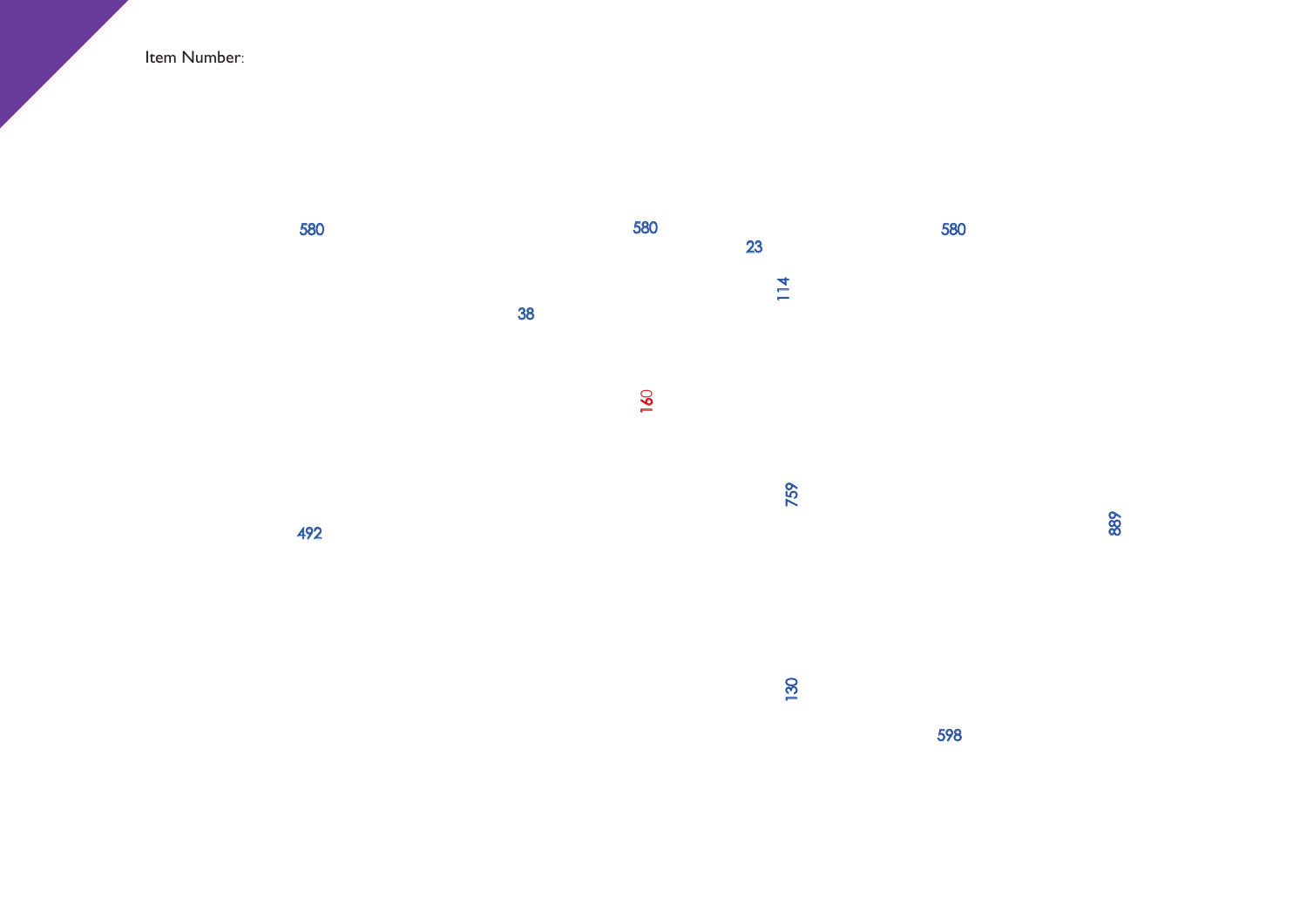Item Number:

580

580

580

23

114

38

160

759

492

889

130

598